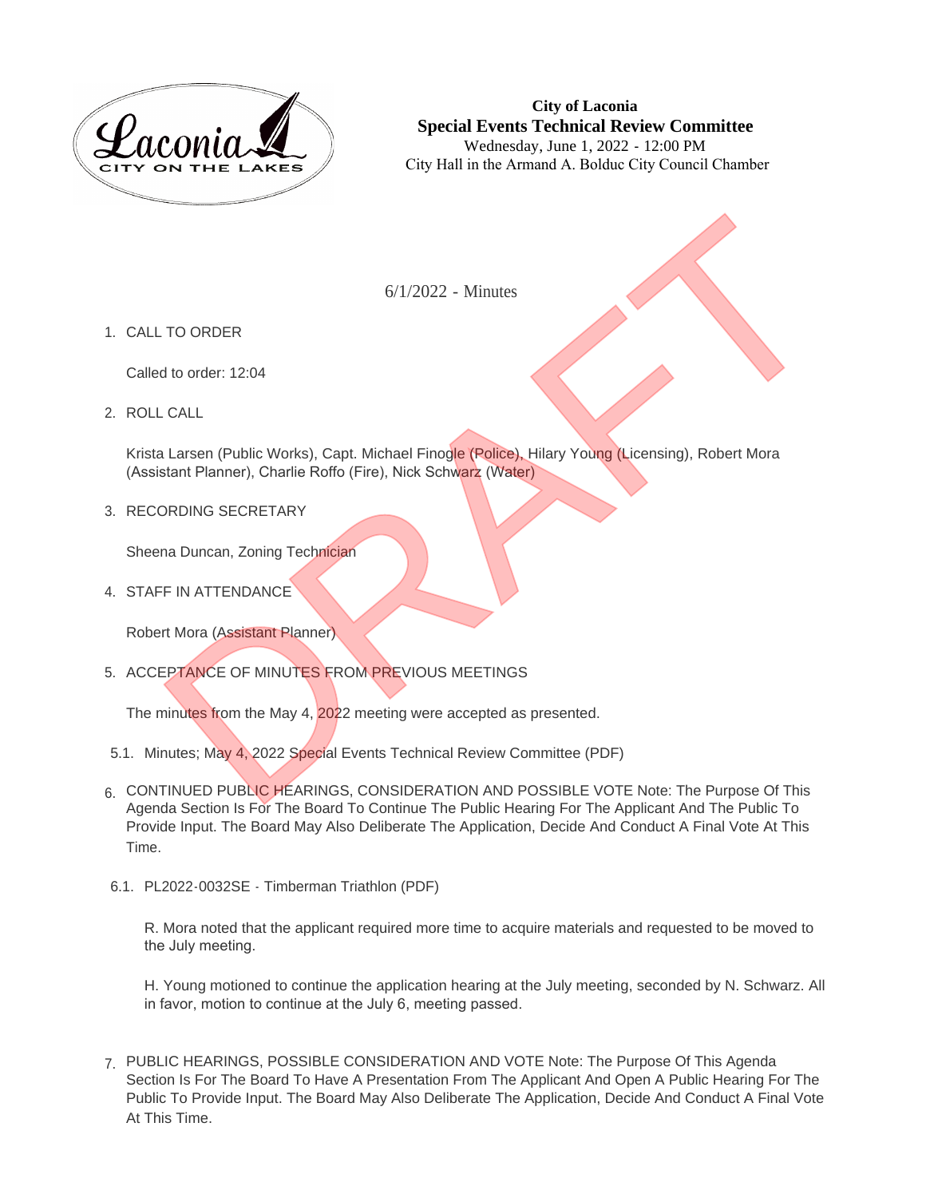**City of Laconia**
**Special Events Technical Review Committee**
Wednesday, June 1, 2022 - 12:00 PM
City Hall in the Armand A. Bolduc City Council Chamber

6/1/2022 - Minutes

1. CALL TO ORDER

   Called to order: 12:04

2. ROLL CALL

   Krista Larsen (Public Works), Capt. Michael Finogle (Police), Hilary Young (Licensing), Robert Mora (Assistant Planner), Charlie Roffo (Fire), Nick Schwarz (Water)

3. RECORDING SECRETARY

   Sheena Duncan, Zoning Technician

4. STAFF IN ATTENDANCE

   Robert Mora (Assistant Planner)

5. ACCEPTANCE OF MINUTES FROM PREVIOUS MEETINGS

   The minutes from the May 4, 2022 meeting were accepted as presented.

   5.1. Minutes; May 4, 2022 Special Events Technical Review Committee (PDF)

6. CONTINUED PUBLIC HEARINGS, CONSIDERATION AND POSSIBLE VOTE Note: The Purpose Of This Agenda Section Is For The Board To Continue The Public Hearing For The Applicant And The Public To Provide Input. The Board May Also Deliberate The Application, Decide And Conduct A Final Vote At This Time.

   6.1. PL2022-0032SE - Timberman Triathlon (PDF)

   R. Mora noted that the applicant required more time to acquire materials and requested to be moved to the July meeting.

   H. Young motioned to continue the application hearing at the July meeting, seconded by N. Schwarz. All in favor, motion to continue at the July 6, meeting passed.

7. PUBLIC HEARINGS, POSSIBLE CONSIDERATION AND VOTE Note: The Purpose Of This Agenda Section Is For The Board To Have A Presentation From The Applicant And Open A Public Hearing For The Public To Provide Input. The Board May Also Deliberate The Application, Decide And Conduct A Final Vote At This Time.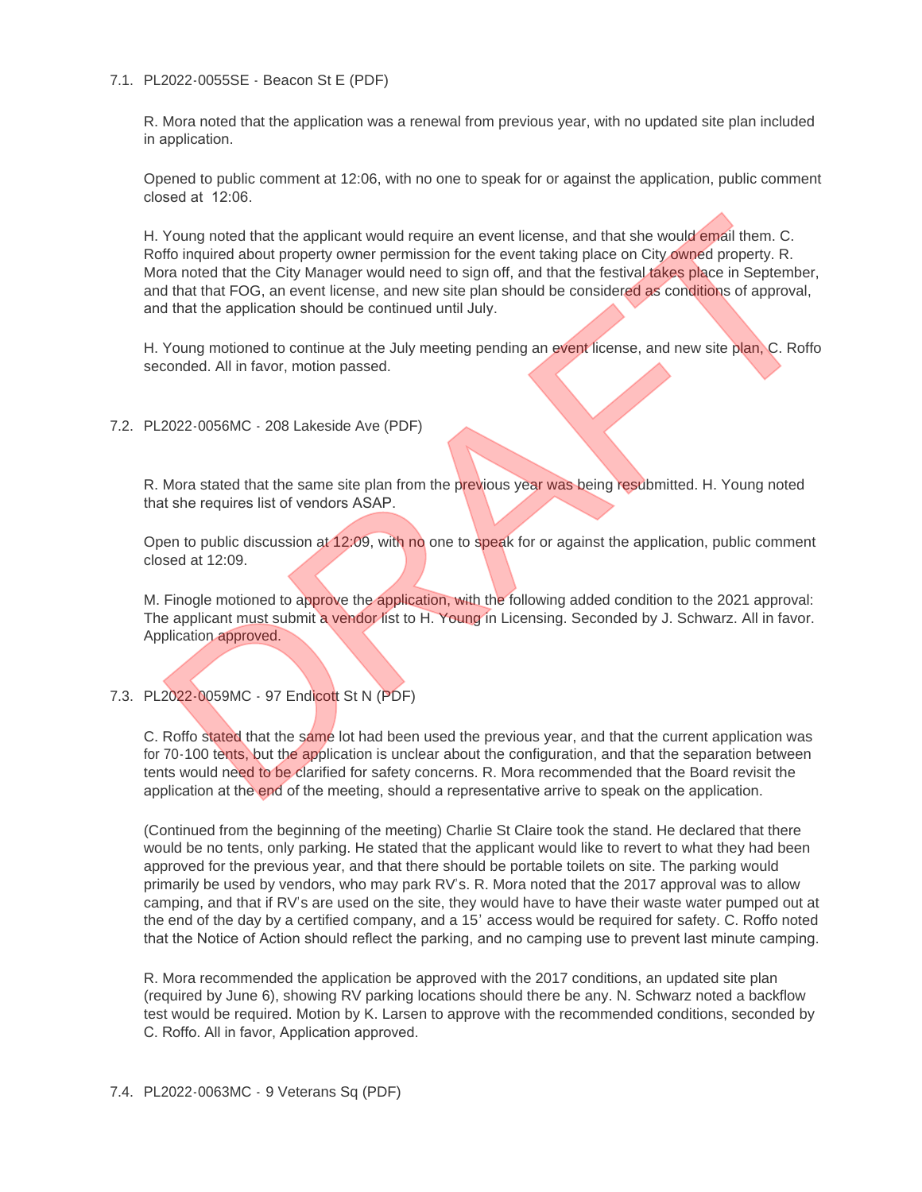7.1. PL2022-0055SE - Beacon St E (PDF)

R. Mora noted that the application was a renewal from previous year, with no updated site plan included in application.

Opened to public comment at 12:06, with no one to speak for or against the application, public comment closed at 12:06.

H. Young noted that the applicant would require an event license, and that she would email them. C. Roffo inquired about property owner permission for the event taking place on City owned property. R. Mora noted that the City Manager would need to sign off, and that the festival takes place in September, and that that FOG, an event license, and new site plan should be considered as conditions of approval, and that the application should be continued until July.

H. Young motioned to continue at the July meeting pending an event license, and new site plan, C. Roffo seconded. All in favor, motion passed.

7.2. PL2022-0056MC - 208 Lakeside Ave (PDF)

R. Mora stated that the same site plan from the previous year was being resubmitted. H. Young noted that she requires list of vendors ASAP.

Open to public discussion at 12:09, with no one to speak for or against the application, public comment closed at 12:09.

M. Finogle motioned to approve the application, with the following added condition to the 2021 approval: The applicant must submit a vendor list to H. Young in Licensing. Seconded by J. Schwarz. All in favor. Application approved.

7.3. PL2022-0059MC - 97 Endicott St N (PDF)

C. Roffo stated that the same lot had been used the previous year, and that the current application was for 70-100 tents, but the application is unclear about the configuration, and that the separation between tents would need to be clarified for safety concerns. R. Mora recommended that the Board revisit the application at the end of the meeting, should a representative arrive to speak on the application.

(Continued from the beginning of the meeting) Charlie St Claire took the stand. He declared that there would be no tents, only parking. He stated that the applicant would like to revert to what they had been approved for the previous year, and that there should be portable toilets on site. The parking would primarily be used by vendors, who may park RV's. R. Mora noted that the 2017 approval was to allow camping, and that if RV's are used on the site, they would have to have their waste water pumped out at the end of the day by a certified company, and a 15' access would be required for safety. C. Roffo noted that the Notice of Action should reflect the parking, and no camping use to prevent last minute camping.

R. Mora recommended the application be approved with the 2017 conditions, an updated site plan (required by June 6), showing RV parking locations should there be any. N. Schwarz noted a backflow test would be required. Motion by K. Larsen to approve with the recommended conditions, seconded by C. Roffo. All in favor, Application approved.

7.4. PL2022-0063MC - 9 Veterans Sq (PDF)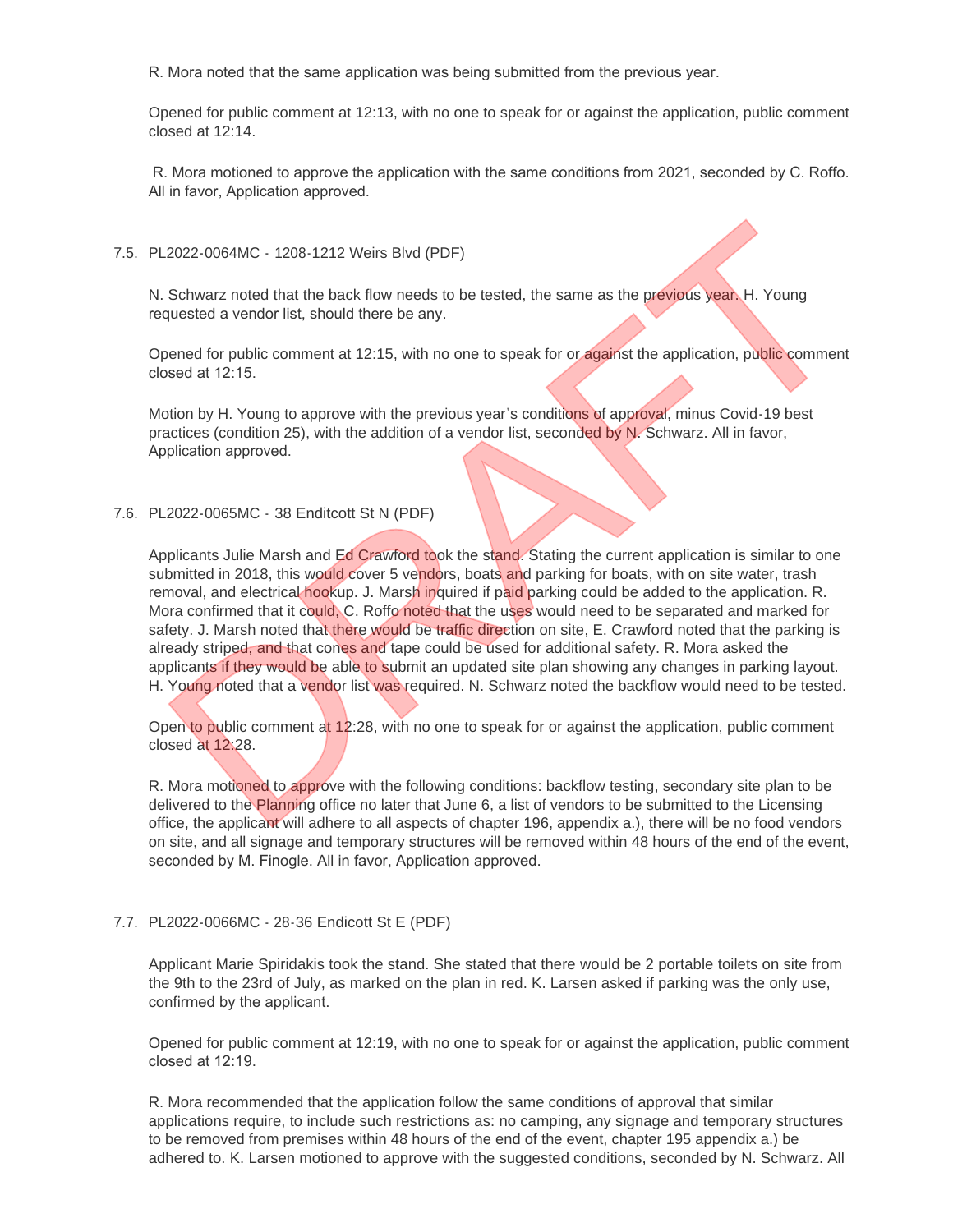R. Mora noted that the same application was being submitted from the previous year.

Opened for public comment at 12:13, with no one to speak for or against the application, public comment closed at 12:14.

R. Mora motioned to approve the application with the same conditions from 2021, seconded by C. Roffo. All in favor, Application approved.

7.5. PL2022-0064MC - 1208-1212 Weirs Blvd (PDF)

N. Schwarz noted that the back flow needs to be tested, the same as the previous year. H. Young requested a vendor list, should there be any.

Opened for public comment at 12:15, with no one to speak for or against the application, public comment closed at 12:15.

Motion by H. Young to approve with the previous year's conditions of approval, minus Covid-19 best practices (condition 25), with the addition of a vendor list, seconded by N. Schwarz. All in favor, Application approved.

7.6. PL2022-0065MC - 38 Enditcott St N (PDF)

Applicants Julie Marsh and Ed Crawford took the stand. Stating the current application is similar to one submitted in 2018, this would cover 5 vendors, boats and parking for boats, with on site water, trash removal, and electrical hookup. J. Marsh inquired if paid parking could be added to the application. R. Mora confirmed that it could, C. Roffo noted that the uses would need to be separated and marked for safety. J. Marsh noted that there would be traffic direction on site, E. Crawford noted that the parking is already striped, and that cones and tape could be used for additional safety. R. Mora asked the applicants if they would be able to submit an updated site plan showing any changes in parking layout. H. Young noted that a vendor list was required. N. Schwarz noted the backflow would need to be tested.

Open to public comment at 12:28, with no one to speak for or against the application, public comment closed at 12:28.

R. Mora motioned to approve with the following conditions: backflow testing, secondary site plan to be delivered to the Planning office no later that June 6, a list of vendors to be submitted to the Licensing office, the applicant will adhere to all aspects of chapter 196, appendix a.), there will be no food vendors on site, and all signage and temporary structures will be removed within 48 hours of the end of the event, seconded by M. Finogle. All in favor, Application approved.

7.7. PL2022-0066MC - 28-36 Endicott St E (PDF)

Applicant Marie Spiridakis took the stand. She stated that there would be 2 portable toilets on site from the 9th to the 23rd of July, as marked on the plan in red. K. Larsen asked if parking was the only use, confirmed by the applicant.

Opened for public comment at 12:19, with no one to speak for or against the application, public comment closed at 12:19.

R. Mora recommended that the application follow the same conditions of approval that similar applications require, to include such restrictions as: no camping, any signage and temporary structures to be removed from premises within 48 hours of the end of the event, chapter 195 appendix a.) be adhered to. K. Larsen motioned to approve with the suggested conditions, seconded by N. Schwarz. All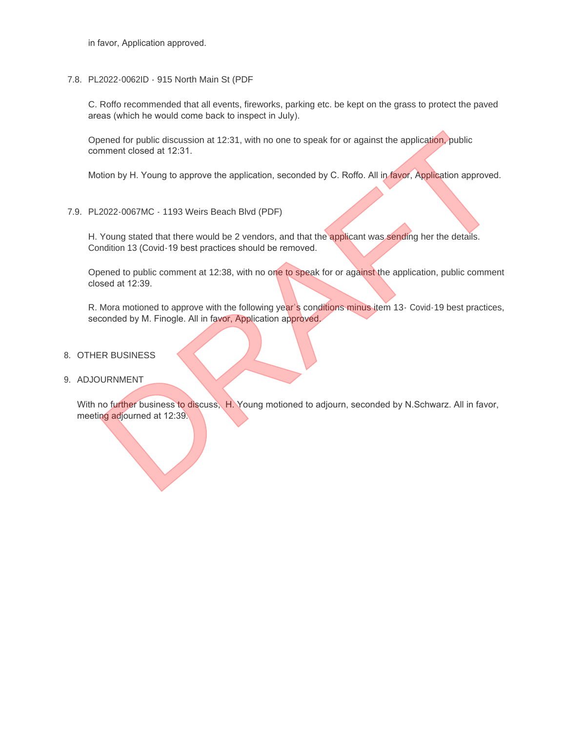in favor, Application approved.

7.8. PL2022-0062ID - 915 North Main St (PDF

C. Roffo recommended that all events, fireworks, parking etc. be kept on the grass to protect the paved areas (which he would come back to inspect in July).

Opened for public discussion at 12:31, with no one to speak for or against the application, public comment closed at 12:31.

Motion by H. Young to approve the application, seconded by C. Roffo. All in favor, Application approved.

7.9. PL2022-0067MC - 1193 Weirs Beach Blvd (PDF)

H. Young stated that there would be 2 vendors, and that the applicant was sending her the details. Condition 13 (Covid-19 best practices should be removed.

Opened to public comment at 12:38, with no one to speak for or against the application, public comment closed at 12:39.

R. Mora motioned to approve with the following year's conditions minus item 13- Covid-19 best practices, seconded by M. Finogle. All in favor, Application approved.

8. OTHER BUSINESS

9. ADJOURNMENT

With no further business to discuss, H. Young motioned to adjourn, seconded by N.Schwarz. All in favor, meeting adjourned at 12:39.